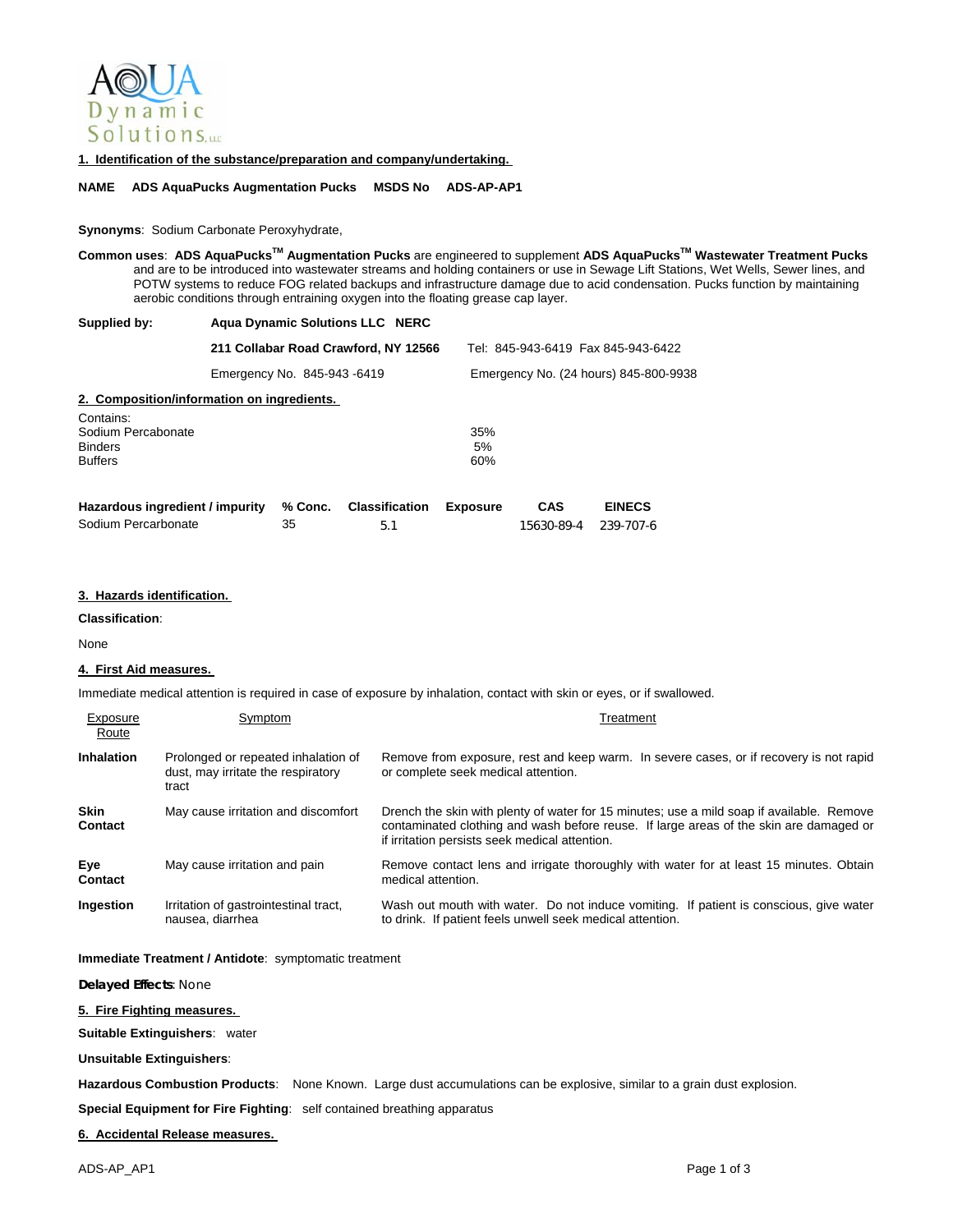## 1. Identification of the substance/preparation and company/undertaking.

**NAME ADS AquaPucks Augmentation Pucks MSDS No ADS-AP-AP1**

**Synonyms**: Sodium Carbonate Peroxyhydrate,

**Common uses**: **ADS AquaPucks™ Augmentation Pucks** are engineered to supplement **ADS AquaPucks™ Wastewater Treatment Pucks** and are to be introduced into wastewater streams and holding containers or use in Sewage Lift Stations, Wet Wells, Sewer lines, and POTW systems to reduce FOG related backups and infrastructure damage due to acid condensation. Pucks function by maintaining aerobic conditions through entraining oxygen into the floating grease cap layer.

| | | |
|---|---|---|
| **Supplied by:** | **Aqua Dynamic Solutions LLC NERC** | |
| | **211 Collabar Road Crawford, NY 12566** | Tel: 845-943-6419 Fax 845-943-6422 |
| | Emergency No. 845-943 -6419 | Emergency No. (24 hours) 845-800-9938 |

## 2. Composition/information on ingredients.

Contains:

| | |
|---|---|
| Sodium Percabonate | 35% |
| Binders | 5% |
| Buffers | 60% |

| Hazardous ingredient / impurity | % Conc. | Classification | Exposure | CAS | EINECS |
|---|---|---|---|---|---|
| Sodium Percarbonate | 35 | 5.1 | | 15630-89-4 | 239-707-6 |

## 3. Hazards identification.

**Classification**:

None

## 4. First Aid measures.

Immediate medical attention is required in case of exposure by inhalation, contact with skin or eyes, or if swallowed.

| Exposure Route | Symptom | Treatment |
|---|---|---|
| **Inhalation** | Prolonged or repeated inhalation of dust, may irritate the respiratory tract | Remove from exposure, rest and keep warm. In severe cases, or if recovery is not rapid or complete seek medical attention. |
| **Skin Contact** | May cause irritation and discomfort | Drench the skin with plenty of water for 15 minutes; use a mild soap if available. Remove contaminated clothing and wash before reuse. If large areas of the skin are damaged or if irritation persists seek medical attention. |
| **Eye Contact** | May cause irritation and pain | Remove contact lens and irrigate thoroughly with water for at least 15 minutes. Obtain medical attention. |
| **Ingestion** | Irritation of gastrointestinal tract, nausea, diarrhea | Wash out mouth with water. Do not induce vomiting. If patient is conscious, give water to drink. If patient feels unwell seek medical attention. |

**Immediate Treatment / Antidote**: symptomatic treatment

**Delayed Effects**: None

## 5. Fire Fighting measures.

**Suitable Extinguishers**: water

**Unsuitable Extinguishers**:

**Hazardous Combustion Products**: None Known. Large dust accumulations can be explosive, similar to a grain dust explosion.

**Special Equipment for Fire Fighting**: self contained breathing apparatus

## 6. Accidental Release measures.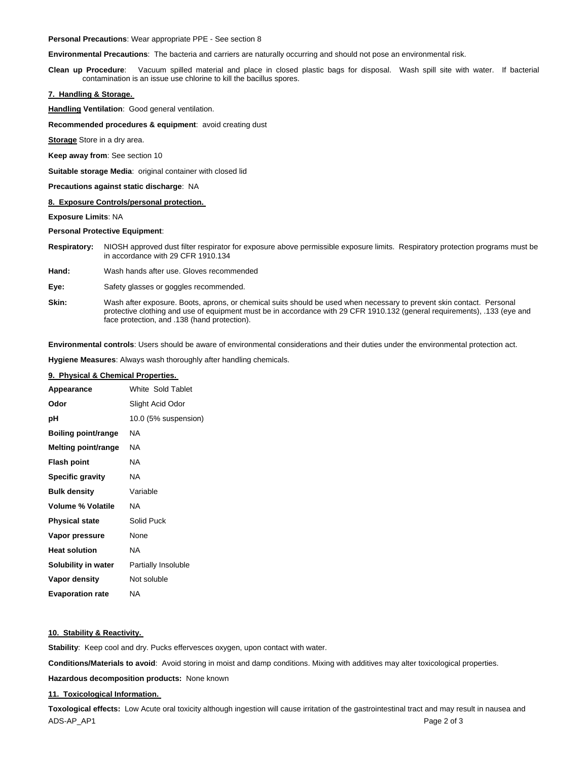**Personal Precautions**: Wear appropriate PPE - See section 8

**Environmental Precautions**: The bacteria and carriers are naturally occurring and should not pose an environmental risk.

**Clean up Procedure**: Vacuum spilled material and place in closed plastic bags for disposal. Wash spill site with water. If bacterial contamination is an issue use chlorine to kill the bacillus spores.

## 7. Handling & Storage.

**Handling Ventilation**: Good general ventilation.

**Recommended procedures & equipment**: avoid creating dust

**Storage** Store in a dry area.

**Keep away from**: See section 10

**Suitable storage Media**: original container with closed lid

**Precautions against static discharge**: NA

## 8. Exposure Controls/personal protection.

**Exposure Limits**: NA

**Personal Protective Equipment**:

**Respiratory:** NIOSH approved dust filter respirator for exposure above permissible exposure limits. Respiratory protection programs must be in accordance with 29 CFR 1910.134

**Hand:** Wash hands after use. Gloves recommended

**Eye:** Safety glasses or goggles recommended.

**Skin:** Wash after exposure. Boots, aprons, or chemical suits should be used when necessary to prevent skin contact. Personal protective clothing and use of equipment must be in accordance with 29 CFR 1910.132 (general requirements), .133 (eye and face protection, and .138 (hand protection).

**Environmental controls**: Users should be aware of environmental considerations and their duties under the environmental protection act.

**Hygiene Measures**: Always wash thoroughly after handling chemicals.

## 9. Physical & Chemical Properties.

| | |
|---|---|
| **Appearance** | White Sold Tablet |
| **Odor** | Slight Acid Odor |
| **pH** | 10.0 (5% suspension) |
| **Boiling point/range** | NA |
| **Melting point/range** | NA |
| **Flash point** | NA |
| **Specific gravity** | NA |
| **Bulk density** | Variable |
| **Volume % Volatile** | NA |
| **Physical state** | Solid Puck |
| **Vapor pressure** | None |
| **Heat solution** | NA |
| **Solubility in water** | Partially Insoluble |
| **Vapor density** | Not soluble |
| **Evaporation rate** | NA |

## 10. Stability & Reactivity.

**Stability**: Keep cool and dry. Pucks effervesces oxygen, upon contact with water.

**Conditions/Materials to avoid**: Avoid storing in moist and damp conditions. Mixing with additives may alter toxicological properties.

**Hazardous decomposition products:** None known

## 11. Toxicological Information.

**Toxological effects:** Low Acute oral toxicity although ingestion will cause irritation of the gastrointestinal tract and may result in nausea and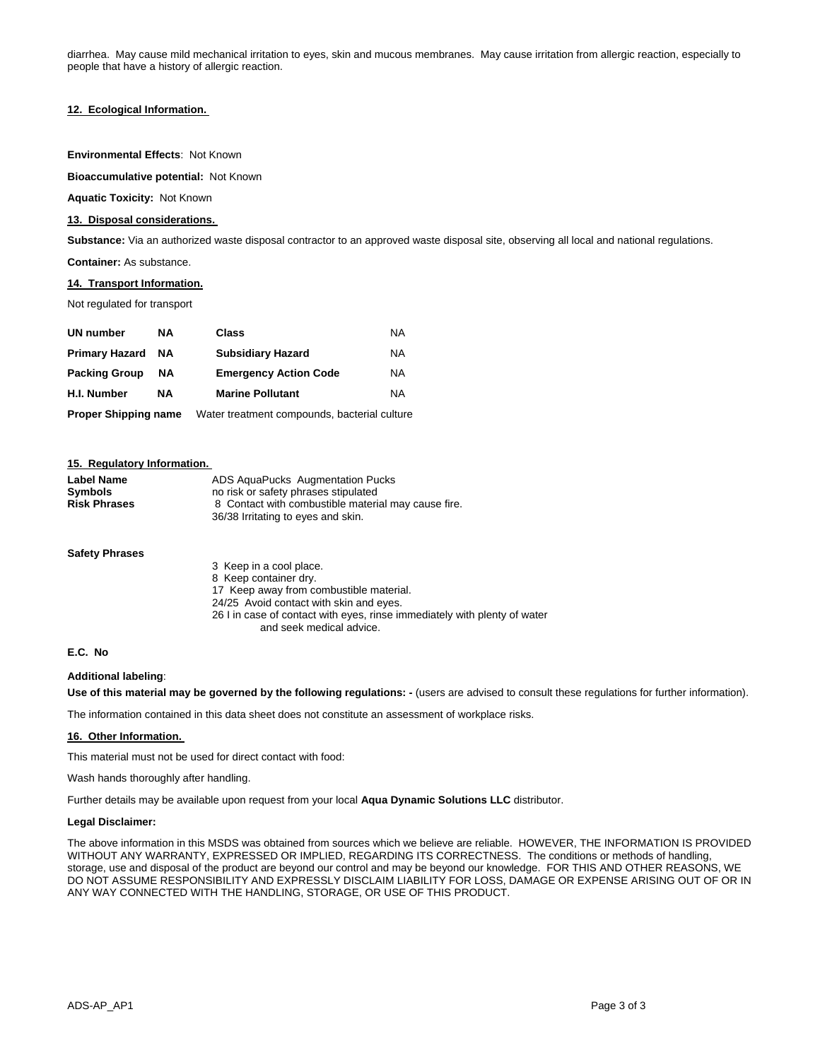diarrhea. May cause mild mechanical irritation to eyes, skin and mucous membranes. May cause irritation from allergic reaction, especially to people that have a history of allergic reaction.

## 12. Ecological Information.

**Environmental Effects**: Not Known

**Bioaccumulative potential:** Not Known

**Aquatic Toxicity:** Not Known

## 13. Disposal considerations.

**Substance:** Via an authorized waste disposal contractor to an approved waste disposal site, observing all local and national regulations.

**Container:** As substance.

## 14. Transport Information.

Not regulated for transport

| | | | |
|---|---|---|---|
| **UN number** | **NA** | **Class** | NA |
| **Primary Hazard** | **NA** | **Subsidiary Hazard** | NA |
| **Packing Group** | **NA** | **Emergency Action Code** | NA |
| **H.I. Number** | **NA** | **Marine Pollutant** | NA |

**Proper Shipping name** Water treatment compounds, bacterial culture

## 15. Regulatory Information.

| | |
|---|---|
| **Label Name** | ADS AquaPucks Augmentation Pucks |
| **Symbols** | no risk or safety phrases stipulated |
| **Risk Phrases** | 8 Contact with combustible material may cause fire.<br>36/38 Irritating to eyes and skin. |

**Safety Phrases**

3 Keep in a cool place.
8 Keep container dry.
17 Keep away from combustible material.
24/25 Avoid contact with skin and eyes.
26 I in case of contact with eyes, rinse immediately with plenty of water and seek medical advice.

**E.C. No**

**Additional labeling**:

**Use of this material may be governed by the following regulations: -** (users are advised to consult these regulations for further information).

The information contained in this data sheet does not constitute an assessment of workplace risks.

## 16. Other Information.

This material must not be used for direct contact with food:

Wash hands thoroughly after handling.

Further details may be available upon request from your local **Aqua Dynamic Solutions LLC** distributor.

**Legal Disclaimer:**

The above information in this MSDS was obtained from sources which we believe are reliable. HOWEVER, THE INFORMATION IS PROVIDED WITHOUT ANY WARRANTY, EXPRESSED OR IMPLIED, REGARDING ITS CORRECTNESS. The conditions or methods of handling, storage, use and disposal of the product are beyond our control and may be beyond our knowledge. FOR THIS AND OTHER REASONS, WE DO NOT ASSUME RESPONSIBILITY AND EXPRESSLY DISCLAIM LIABILITY FOR LOSS, DAMAGE OR EXPENSE ARISING OUT OF OR IN ANY WAY CONNECTED WITH THE HANDLING, STORAGE, OR USE OF THIS PRODUCT.